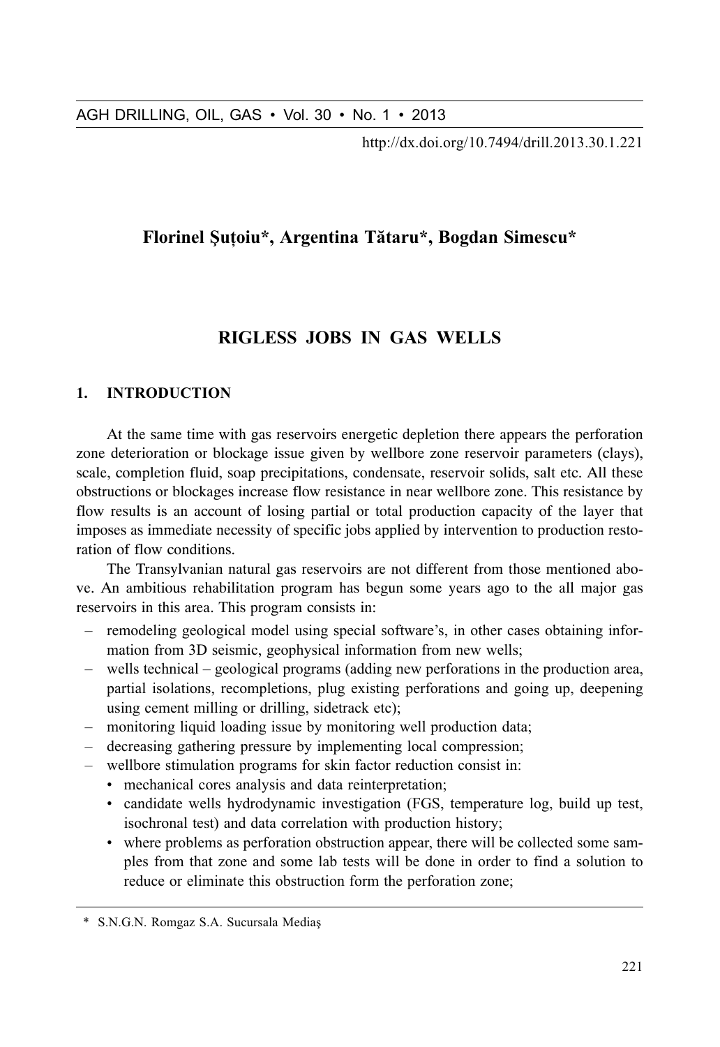Florinel Şuţoiu*, Argentina Tătaru*, Bogdan Simescu*

# RIGLESS JOBS IN GAS WELLS

## 1. INTRODUCTION

At the same time with gas reservoirs energetic depletion there appears the perforation zone deterioration or blockage issue given by wellbore zone reservoir parameters (clays), scale, completion fluid, soap precipitations, condensate, reservoir solids, salt etc. All these obstructions or blockages increase flow resistance in near wellbore zone. This resistance by flow results is an account of losing partial or total production capacity of the layer that imposes as immediate necessity of specific jobs applied by intervention to production restoration of flow conditions.

The Transylvanian natural gas reservoirs are not different from those mentioned above. An ambitious rehabilitation program has begun some years ago to the all major gas reservoirs in this area. This program consists in:

- remodeling geological model using special software's, in other cases obtaining information from 3D seismic, geophysical information from new wells;
- wells technical – geological programs (adding new perforations in the production area, partial isolations, recompletions, plug existing perforations and going up, deepening using cement milling or drilling, sidetrack etc);
- monitoring liquid loading issue by monitoring well production data;
- decreasing gathering pressure by implementing local compression;
- wellbore stimulation programs for skin factor reduction consist in:
  - mechanical cores analysis and data reinterpretation;
  - candidate wells hydrodynamic investigation (FGS, temperature log, build up test, isochronal test) and data correlation with production history;
  - where problems as perforation obstruction appear, there will be collected some samples from that zone and some lab tests will be done in order to find a solution to reduce or eliminate this obstruction form the perforation zone;

\* S.N.G.N. Romgaz S.A. Sucursala Mediaş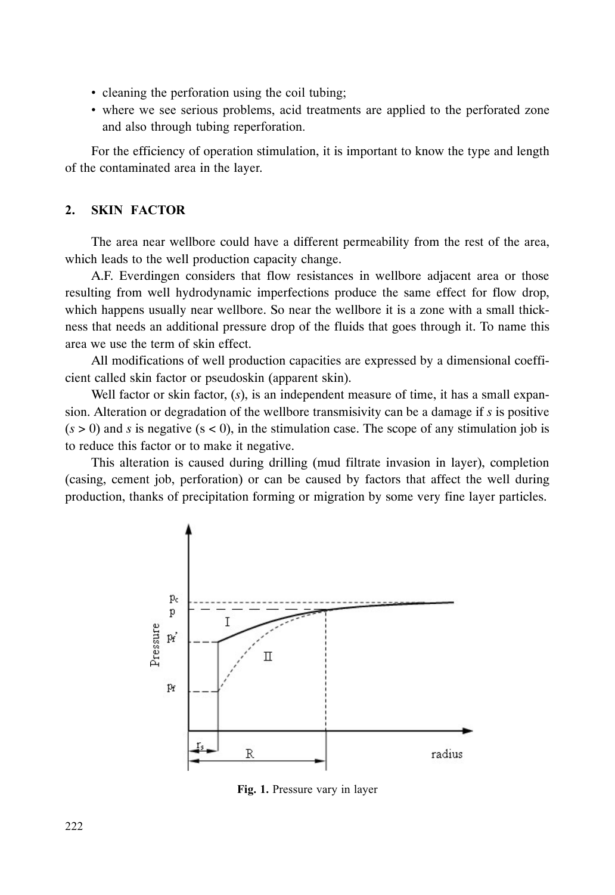- cleaning the perforation using the coil tubing;
- where we see serious problems, acid treatments are applied to the perforated zone and also through tubing reperforation.

For the efficiency of operation stimulation, it is important to know the type and length of the contaminated area in the layer.

## 2. SKIN FACTOR

The area near wellbore could have a different permeability from the rest of the area, which leads to the well production capacity change.

A.F. Everdingen considers that flow resistances in wellbore adjacent area or those resulting from well hydrodynamic imperfections produce the same effect for flow drop, which happens usually near wellbore. So near the wellbore it is a zone with a small thickness that needs an additional pressure drop of the fluids that goes through it. To name this area we use the term of skin effect.

All modifications of well production capacities are expressed by a dimensional coefficient called skin factor or pseudoskin (apparent skin).

Well factor or skin factor, ($s$), is an independent measure of time, it has a small expansion. Alteration or degradation of the wellbore transmisivity can be a damage if $s$ is positive ($s > 0$) and $s$ is negative ($s < 0$), in the stimulation case. The scope of any stimulation job is to reduce this factor or to make it negative.

This alteration is caused during drilling (mud filtrate invasion in layer), completion (casing, cement job, perforation) or can be caused by factors that affect the well during production, thanks of precipitation forming or migration by some very fine layer particles.

**Fig. 1.** Pressure vary in layer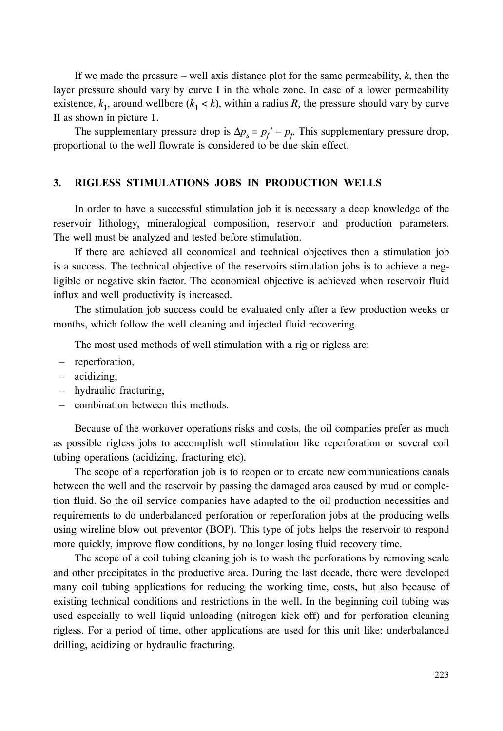If we made the pressure – well axis distance plot for the same permeability, $k$, then the layer pressure should vary by curve I in the whole zone. In case of a lower permeability existence, $k_1$, around wellbore ($k_1 < k$), within a radius $R$, the pressure should vary by curve II as shown in picture 1.

The supplementary pressure drop is $\Delta p_s = p_f' - p_f$. This supplementary pressure drop, proportional to the well flowrate is considered to be due skin effect.

## 3. RIGLESS STIMULATIONS JOBS IN PRODUCTION WELLS

In order to have a successful stimulation job it is necessary a deep knowledge of the reservoir lithology, mineralogical composition, reservoir and production parameters. The well must be analyzed and tested before stimulation.

If there are achieved all economical and technical objectives then a stimulation job is a success. The technical objective of the reservoirs stimulation jobs is to achieve a negligible or negative skin factor. The economical objective is achieved when reservoir fluid influx and well productivity is increased.

The stimulation job success could be evaluated only after a few production weeks or months, which follow the well cleaning and injected fluid recovering.

The most used methods of well stimulation with a rig or rigless are:

- reperforation,
- acidizing,
- hydraulic fracturing,
- combination between this methods.

Because of the workover operations risks and costs, the oil companies prefer as much as possible rigless jobs to accomplish well stimulation like reperforation or several coil tubing operations (acidizing, fracturing etc).

The scope of a reperforation job is to reopen or to create new communications canals between the well and the reservoir by passing the damaged area caused by mud or completion fluid. So the oil service companies have adapted to the oil production necessities and requirements to do underbalanced perforation or reperforation jobs at the producing wells using wireline blow out preventor (BOP). This type of jobs helps the reservoir to respond more quickly, improve flow conditions, by no longer losing fluid recovery time.

The scope of a coil tubing cleaning job is to wash the perforations by removing scale and other precipitates in the productive area. During the last decade, there were developed many coil tubing applications for reducing the working time, costs, but also because of existing technical conditions and restrictions in the well. In the beginning coil tubing was used especially to well liquid unloading (nitrogen kick off) and for perforation cleaning rigless. For a period of time, other applications are used for this unit like: underbalanced drilling, acidizing or hydraulic fracturing.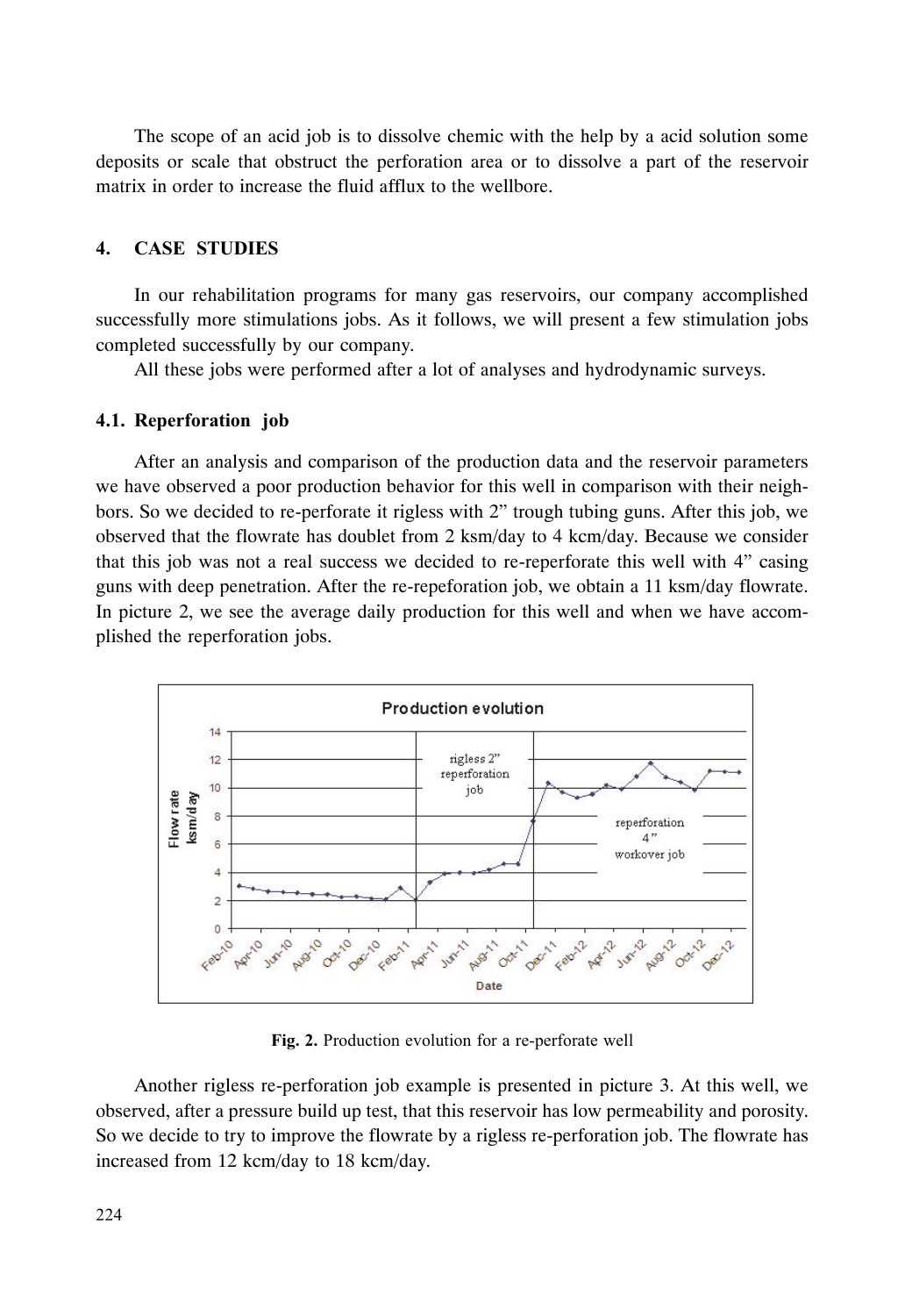The scope of an acid job is to dissolve chemic with the help by a acid solution some deposits or scale that obstruct the perforation area or to dissolve a part of the reservoir matrix in order to increase the fluid afflux to the wellbore.

## 4. CASE STUDIES

In our rehabilitation programs for many gas reservoirs, our company accomplished successfully more stimulations jobs. As it follows, we will present a few stimulation jobs completed successfully by our company.

All these jobs were performed after a lot of analyses and hydrodynamic surveys.

### 4.1. Reperforation job

After an analysis and comparison of the production data and the reservoir parameters we have observed a poor production behavior for this well in comparison with their neighbors. So we decided to re-perforate it rigless with 2" trough tubing guns. After this job, we observed that the flowrate has doublet from 2 ksm/day to 4 kcm/day. Because we consider that this job was not a real success we decided to re-reperforate this well with 4" casing guns with deep penetration. After the re-repeforation job, we obtain a 11 ksm/day flowrate. In picture 2, we see the average daily production for this well and when we have accomplished the reperforation jobs.

**Fig. 2.** Production evolution for a re-perforate well

Another rigless re-perforation job example is presented in picture 3. At this well, we observed, after a pressure build up test, that this reservoir has low permeability and porosity. So we decide to try to improve the flowrate by a rigless re-perforation job. The flowrate has increased from 12 kcm/day to 18 kcm/day.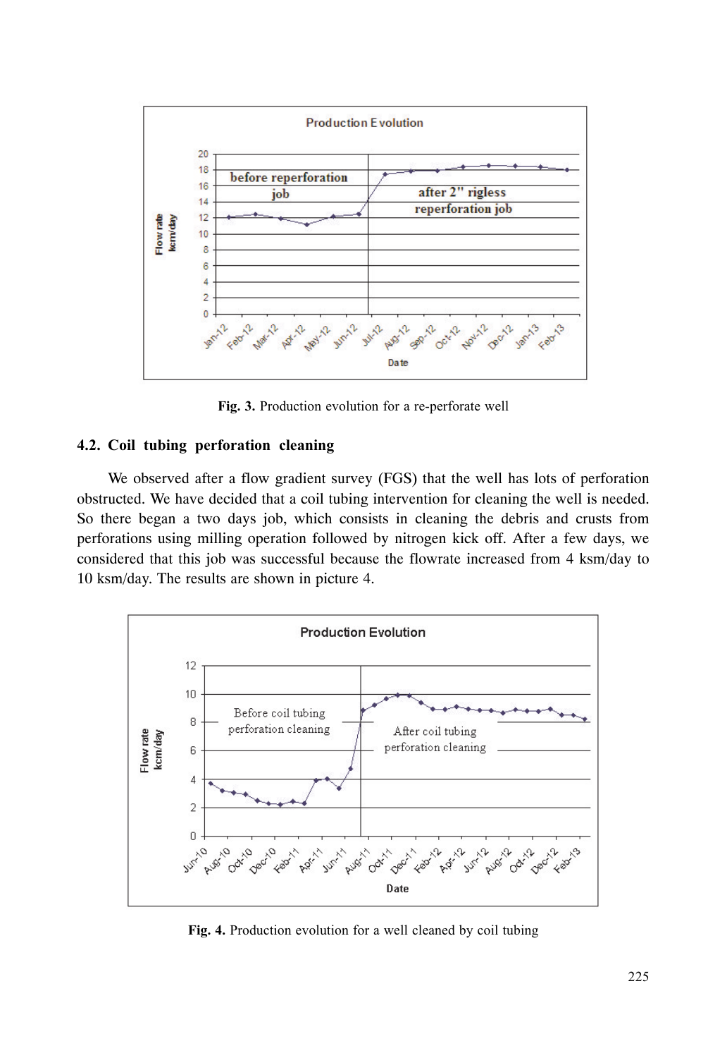Fig. 3. Production evolution for a re-perforate well

### 4.2. Coil tubing perforation cleaning

We observed after a flow gradient survey (FGS) that the well has lots of perforation obstructed. We have decided that a coil tubing intervention for cleaning the well is needed. So there began a two days job, which consists in cleaning the debris and crusts from perforations using milling operation followed by nitrogen kick off. After a few days, we considered that this job was successful because the flowrate increased from 4 ksm/day to 10 ksm/day. The results are shown in picture 4.

Fig. 4. Production evolution for a well cleaned by coil tubing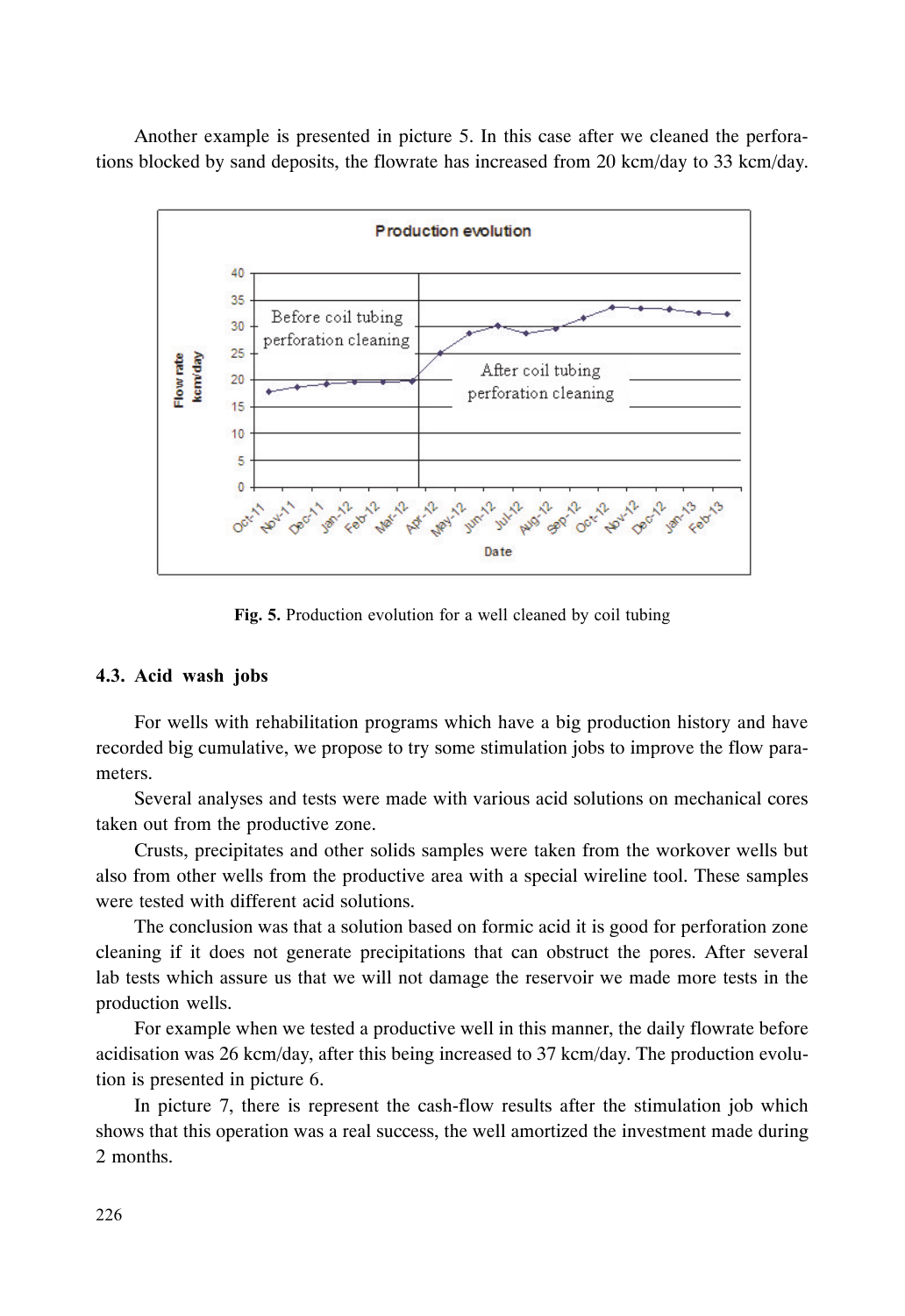Another example is presented in picture 5. In this case after we cleaned the perforations blocked by sand deposits, the flowrate has increased from 20 kcm/day to 33 kcm/day.

**Fig. 5.** Production evolution for a well cleaned by coil tubing

### 4.3. Acid wash jobs

For wells with rehabilitation programs which have a big production history and have recorded big cumulative, we propose to try some stimulation jobs to improve the flow parameters.

Several analyses and tests were made with various acid solutions on mechanical cores taken out from the productive zone.

Crusts, precipitates and other solids samples were taken from the workover wells but also from other wells from the productive area with a special wireline tool. These samples were tested with different acid solutions.

The conclusion was that a solution based on formic acid it is good for perforation zone cleaning if it does not generate precipitations that can obstruct the pores. After several lab tests which assure us that we will not damage the reservoir we made more tests in the production wells.

For example when we tested a productive well in this manner, the daily flowrate before acidisation was 26 kcm/day, after this being increased to 37 kcm/day. The production evolution is presented in picture 6.

In picture 7, there is represent the cash-flow results after the stimulation job which shows that this operation was a real success, the well amortized the investment made during 2 months.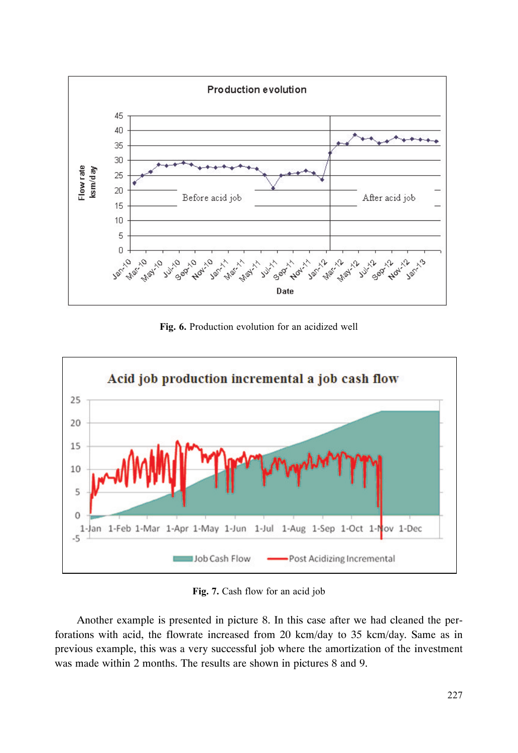**Fig. 6.** Production evolution for an acidized well

**Fig. 7.** Cash flow for an acid job

Another example is presented in picture 8. In this case after we had cleaned the perforations with acid, the flowrate increased from 20 kcm/day to 35 kcm/day. Same as in previous example, this was a very successful job where the amortization of the investment was made within 2 months. The results are shown in pictures 8 and 9.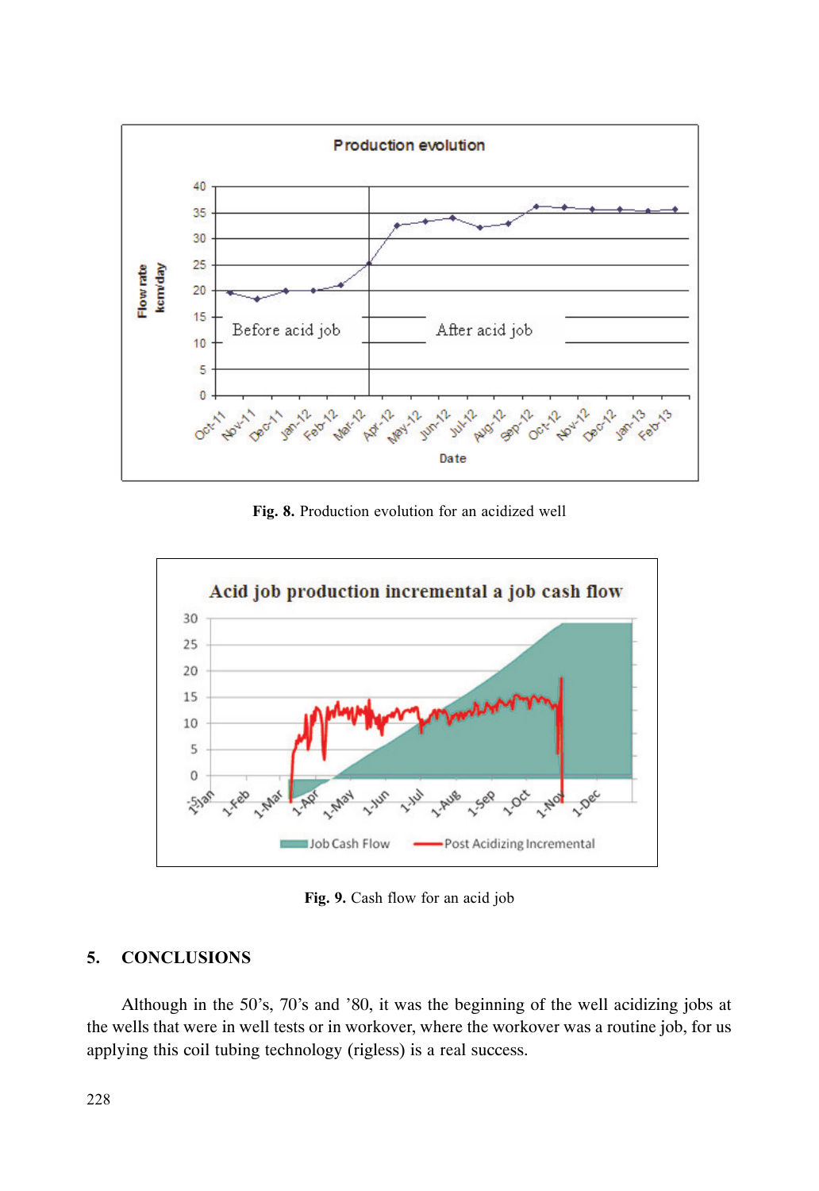**Fig. 8.** Production evolution for an acidized well

**Fig. 9.** Cash flow for an acid job

## 5. CONCLUSIONS

Although in the 50's, 70's and '80, it was the beginning of the well acidizing jobs at the wells that were in well tests or in workover, where the workover was a routine job, for us applying this coil tubing technology (rigless) is a real success.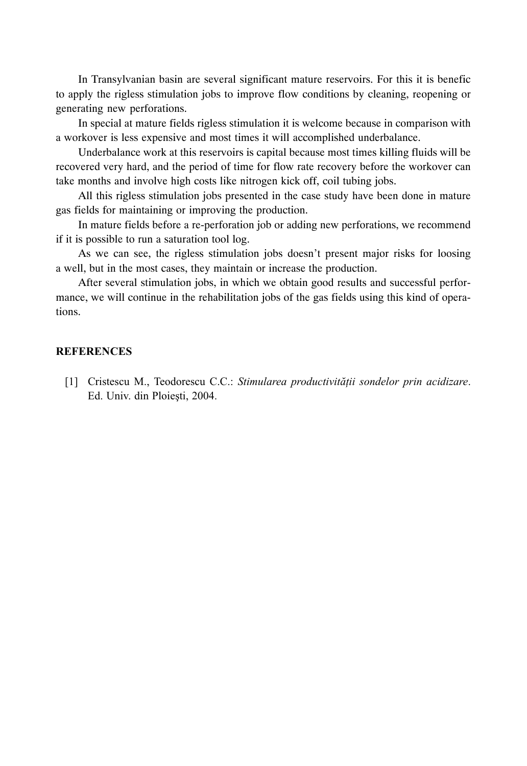In Transylvanian basin are several significant mature reservoirs. For this it is benefic to apply the rigless stimulation jobs to improve flow conditions by cleaning, reopening or generating new perforations.

In special at mature fields rigless stimulation it is welcome because in comparison with a workover is less expensive and most times it will accomplished underbalance.

Underbalance work at this reservoirs is capital because most times killing fluids will be recovered very hard, and the period of time for flow rate recovery before the workover can take months and involve high costs like nitrogen kick off, coil tubing jobs.

All this rigless stimulation jobs presented in the case study have been done in mature gas fields for maintaining or improving the production.

In mature fields before a re-perforation job or adding new perforations, we recommend if it is possible to run a saturation tool log.

As we can see, the rigless stimulation jobs doesn't present major risks for loosing a well, but in the most cases, they maintain or increase the production.

After several stimulation jobs, in which we obtain good results and successful performance, we will continue in the rehabilitation jobs of the gas fields using this kind of operations.

## REFERENCES

[1] Cristescu M., Teodorescu C.C.: *Stimularea productivității sondelor prin acidizare*. Ed. Univ. din Ploiești, 2004.